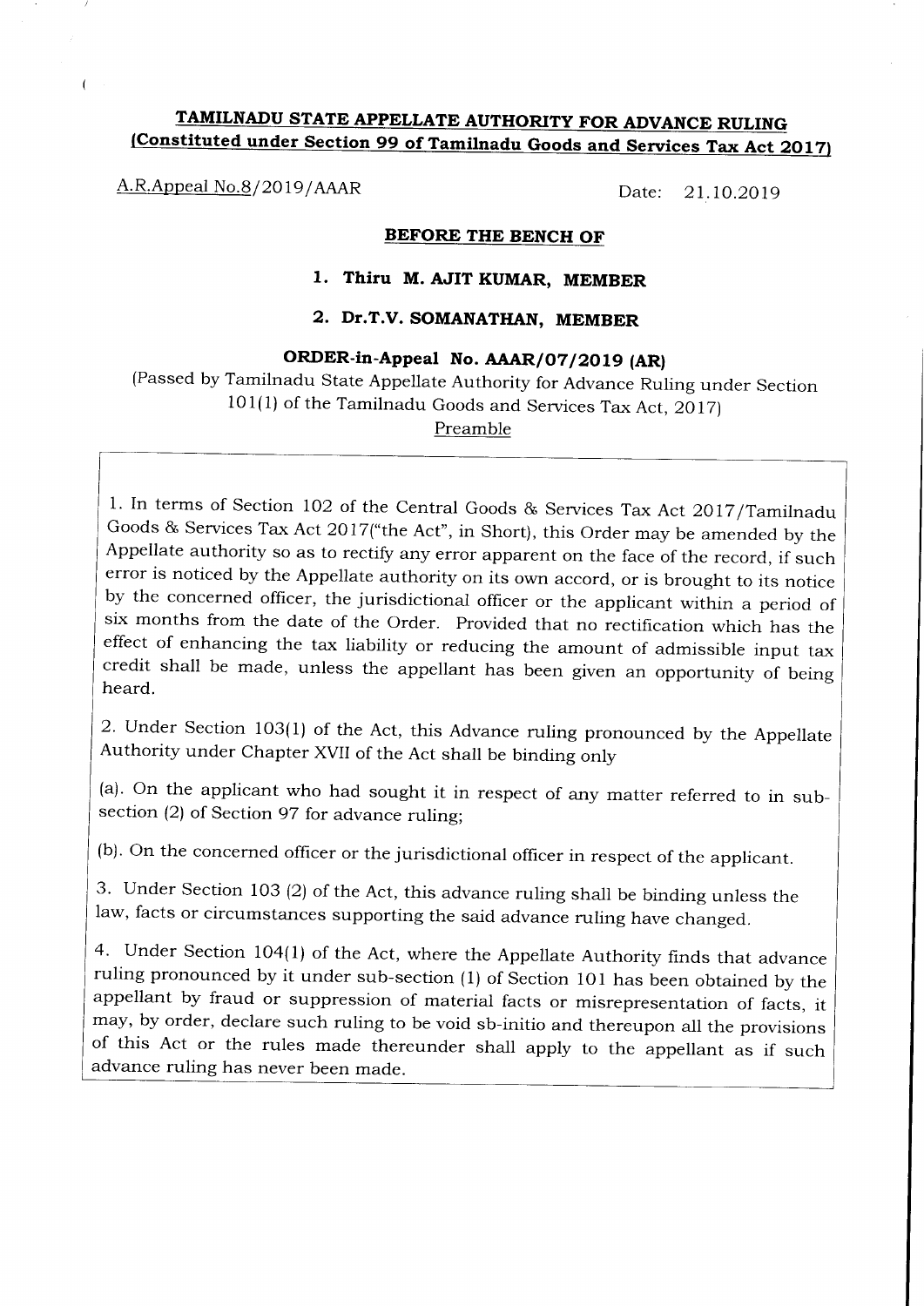# TAMILNADU STATE APPELLATE AUTHORITY FOR ADVANCE RULING
## (Constituted under Section 99 of Tamilnadu Goods and Services Tax Act 2017)

A.R.Appeal No.8/2019/AAAR Date: 21.10.2019

**BEFORE THE BENCH OF**

**1. Thiru M. AJIT KUMAR, MEMBER**

**2. Dr.T.V. SOMANATHAN, MEMBER**

**ORDER-in-Appeal No. AAAR/07/2019 (AR)**

(Passed by Tamilnadu State Appellate Authority for Advance Ruling under Section 101(1) of the Tamilnadu Goods and Services Tax Act, 2017)

Preamble

1. In terms of Section 102 of the Central Goods & Services Tax Act 2017/Tamilnadu Goods & Services Tax Act 2017("the Act", in Short), this Order may be amended by the Appellate authority so as to rectify any error apparent on the face of the record, if such error is noticed by the Appellate authority on its own accord, or is brought to its notice by the concerned officer, the jurisdictional officer or the applicant within a period of six months from the date of the Order. Provided that no rectification which has the effect of enhancing the tax liability or reducing the amount of admissible input tax credit shall be made, unless the appellant has been given an opportunity of being heard.

2. Under Section 103(1) of the Act, this Advance ruling pronounced by the Appellate Authority under Chapter XVII of the Act shall be binding only

(a). On the applicant who had sought it in respect of any matter referred to in sub-section (2) of Section 97 for advance ruling;

(b). On the concerned officer or the jurisdictional officer in respect of the applicant.

3. Under Section 103 (2) of the Act, this advance ruling shall be binding unless the law, facts or circumstances supporting the said advance ruling have changed.

4. Under Section 104(1) of the Act, where the Appellate Authority finds that advance ruling pronounced by it under sub-section (1) of Section 101 has been obtained by the appellant by fraud or suppression of material facts or misrepresentation of facts, it may, by order, declare such ruling to be void sb-initio and thereupon all the provisions of this Act or the rules made thereunder shall apply to the appellant as if such advance ruling has never been made.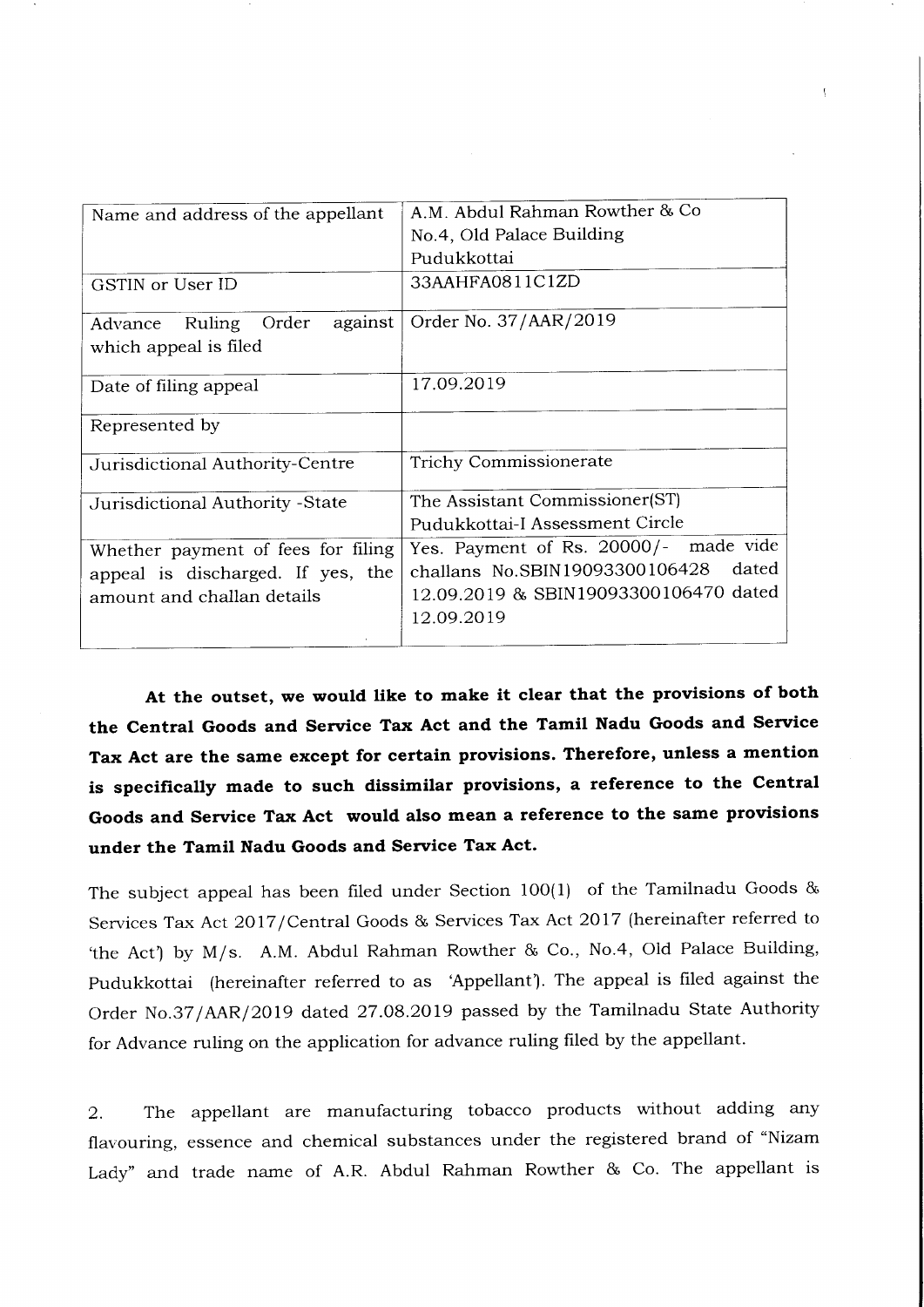| Name and address of the appellant | A.M. Abdul Rahman Rowther & Co<br>No.4, Old Palace Building<br>Pudukkottai |
|---|---|
| GSTIN or User ID | 33AAHFA0811C1ZD |
| Advance Ruling Order against which appeal is filed | Order No. 37/AAR/2019 |
| Date of filing appeal | 17.09.2019 |
| Represented by | |
| Jurisdictional Authority-Centre | Trichy Commissionerate |
| Jurisdictional Authority -State | The Assistant Commissioner(ST)<br>Pudukkottai-I Assessment Circle |
| Whether payment of fees for filing appeal is discharged. If yes, the amount and challan details | Yes. Payment of Rs. 20000/- made vide challans No.SBIN19093300106428 dated 12.09.2019 & SBIN19093300106470 dated 12.09.2019 |

**At the outset, we would like to make it clear that the provisions of both the Central Goods and Service Tax Act and the Tamil Nadu Goods and Service Tax Act are the same except for certain provisions. Therefore, unless a mention is specifically made to such dissimilar provisions, a reference to the Central Goods and Service Tax Act would also mean a reference to the same provisions under the Tamil Nadu Goods and Service Tax Act.**

The subject appeal has been filed under Section 100(1) of the Tamilnadu Goods & Services Tax Act 2017/Central Goods & Services Tax Act 2017 (hereinafter referred to 'the Act') by M/s. A.M. Abdul Rahman Rowther & Co., No.4, Old Palace Building, Pudukkottai (hereinafter referred to as 'Appellant'). The appeal is filed against the Order No.37/AAR/2019 dated 27.08.2019 passed by the Tamilnadu State Authority for Advance ruling on the application for advance ruling filed by the appellant.

2. The appellant are manufacturing tobacco products without adding any flavouring, essence and chemical substances under the registered brand of "Nizam Lady" and trade name of A.R. Abdul Rahman Rowther & Co. The appellant is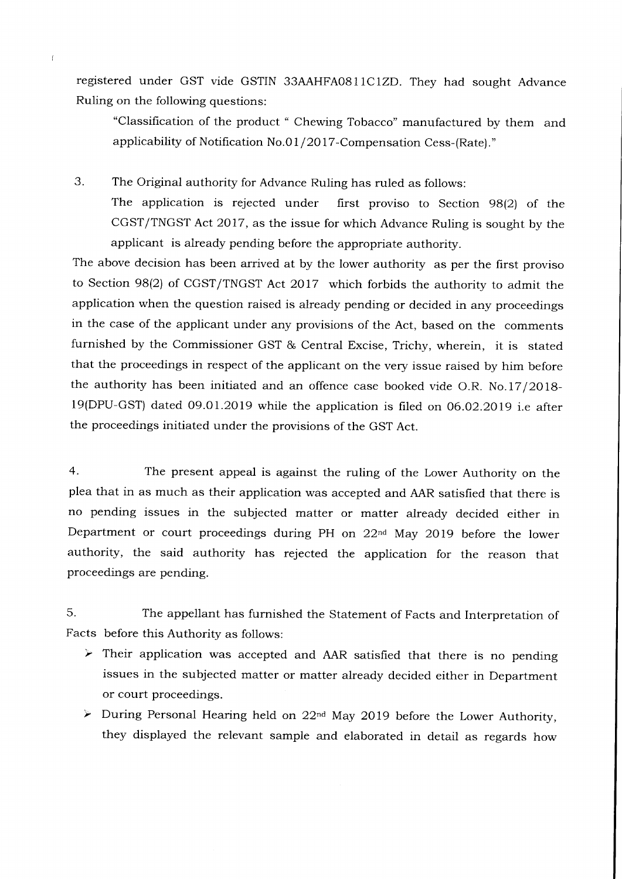registered under GST vide GSTIN 33AAHFA0811C1ZD. They had sought Advance Ruling on the following questions:

> "Classification of the product " Chewing Tobacco" manufactured by them and applicability of Notification No.01/2017-Compensation Cess-(Rate)."

3. The Original authority for Advance Ruling has ruled as follows:

> The application is rejected under first proviso to Section 98(2) of the CGST/TNGST Act 2017, as the issue for which Advance Ruling is sought by the applicant is already pending before the appropriate authority.

The above decision has been arrived at by the lower authority as per the first proviso to Section 98(2) of CGST/TNGST Act 2017 which forbids the authority to admit the application when the question raised is already pending or decided in any proceedings in the case of the applicant under any provisions of the Act, based on the comments furnished by the Commissioner GST & Central Excise, Trichy, wherein, it is stated that the proceedings in respect of the applicant on the very issue raised by him before the authority has been initiated and an offence case booked vide O.R. No.17/2018-19(DPU-GST) dated 09.01.2019 while the application is filed on 06.02.2019 i.e after the proceedings initiated under the provisions of the GST Act.

4. The present appeal is against the ruling of the Lower Authority on the plea that in as much as their application was accepted and AAR satisfied that there is no pending issues in the subjected matter or matter already decided either in Department or court proceedings during PH on 22nd May 2019 before the lower authority, the said authority has rejected the application for the reason that proceedings are pending.

5. The appellant has furnished the Statement of Facts and Interpretation of Facts before this Authority as follows:

- Their application was accepted and AAR satisfied that there is no pending issues in the subjected matter or matter already decided either in Department or court proceedings.
- During Personal Hearing held on 22nd May 2019 before the Lower Authority, they displayed the relevant sample and elaborated in detail as regards how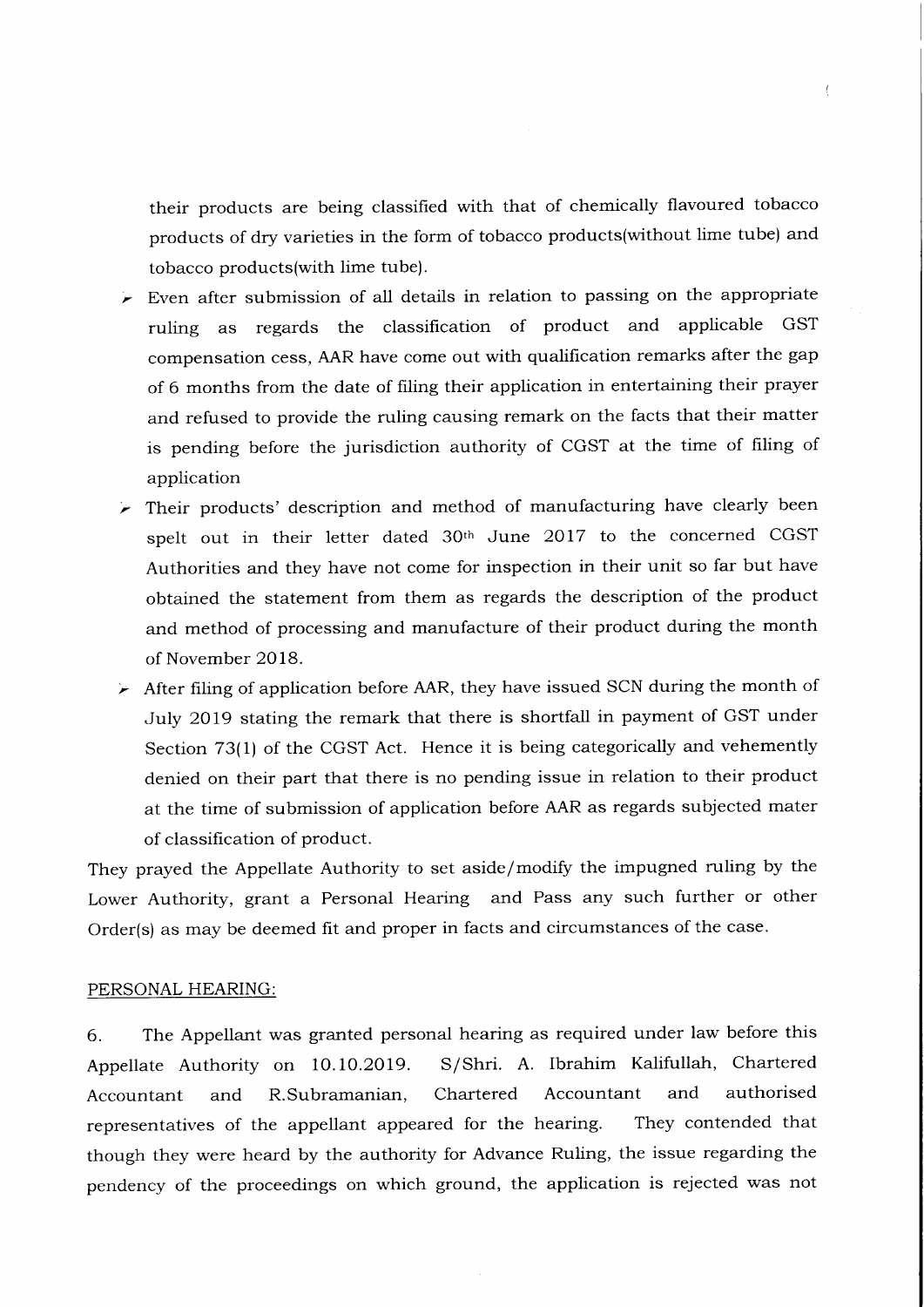their products are being classified with that of chemically flavoured tobacco products of dry varieties in the form of tobacco products(without lime tube) and tobacco products(with lime tube).

- Even after submission of all details in relation to passing on the appropriate ruling as regards the classification of product and applicable GST compensation cess, AAR have come out with qualification remarks after the gap of 6 months from the date of filing their application in entertaining their prayer and refused to provide the ruling causing remark on the facts that their matter is pending before the jurisdiction authority of CGST at the time of filing of application
- Their products' description and method of manufacturing have clearly been spelt out in their letter dated 30th June 2017 to the concerned CGST Authorities and they have not come for inspection in their unit so far but have obtained the statement from them as regards the description of the product and method of processing and manufacture of their product during the month of November 2018.
- After filing of application before AAR, they have issued SCN during the month of July 2019 stating the remark that there is shortfall in payment of GST under Section 73(1) of the CGST Act. Hence it is being categorically and vehemently denied on their part that there is no pending issue in relation to their product at the time of submission of application before AAR as regards subjected mater of classification of product.

They prayed the Appellate Authority to set aside/modify the impugned ruling by the Lower Authority, grant a Personal Hearing and Pass any such further or other Order(s) as may be deemed fit and proper in facts and circumstances of the case.

PERSONAL HEARING:

6. The Appellant was granted personal hearing as required under law before this Appellate Authority on 10.10.2019. S/Shri. A. Ibrahim Kalifullah, Chartered Accountant and R.Subramanian, Chartered Accountant and authorised representatives of the appellant appeared for the hearing. They contended that though they were heard by the authority for Advance Ruling, the issue regarding the pendency of the proceedings on which ground, the application is rejected was not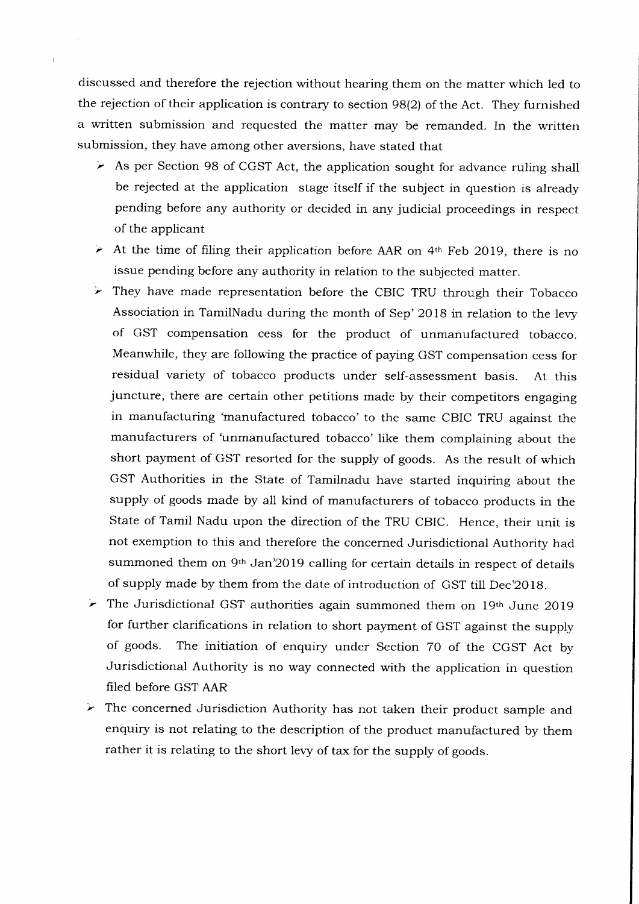discussed and therefore the rejection without hearing them on the matter which led to the rejection of their application is contrary to section 98(2) of the Act. They furnished a written submission and requested the matter may be remanded. In the written submission, they have among other aversions, have stated that

- As per Section 98 of CGST Act, the application sought for advance ruling shall be rejected at the application stage itself if the subject in question is already pending before any authority or decided in any judicial proceedings in respect of the applicant
- At the time of filing their application before AAR on 4th Feb 2019, there is no issue pending before any authority in relation to the subjected matter.
- They have made representation before the CBIC TRU through their Tobacco Association in TamilNadu during the month of Sep' 2018 in relation to the levy of GST compensation cess for the product of unmanufactured tobacco. Meanwhile, they are following the practice of paying GST compensation cess for residual variety of tobacco products under self-assessment basis. At this juncture, there are certain other petitions made by their competitors engaging in manufacturing 'manufactured tobacco' to the same CBIC TRU against the manufacturers of 'unmanufactured tobacco' like them complaining about the short payment of GST resorted for the supply of goods. As the result of which GST Authorities in the State of Tamilnadu have started inquiring about the supply of goods made by all kind of manufacturers of tobacco products in the State of Tamil Nadu upon the direction of the TRU CBIC. Hence, their unit is not exemption to this and therefore the concerned Jurisdictional Authority had summoned them on 9th Jan'2019 calling for certain details in respect of details of supply made by them from the date of introduction of GST till Dec'2018.
- The Jurisdictional GST authorities again summoned them on 19th June 2019 for further clarifications in relation to short payment of GST against the supply of goods. The initiation of enquiry under Section 70 of the CGST Act by Jurisdictional Authority is no way connected with the application in question filed before GST AAR
- The concerned Jurisdiction Authority has not taken their product sample and enquiry is not relating to the description of the product manufactured by them rather it is relating to the short levy of tax for the supply of goods.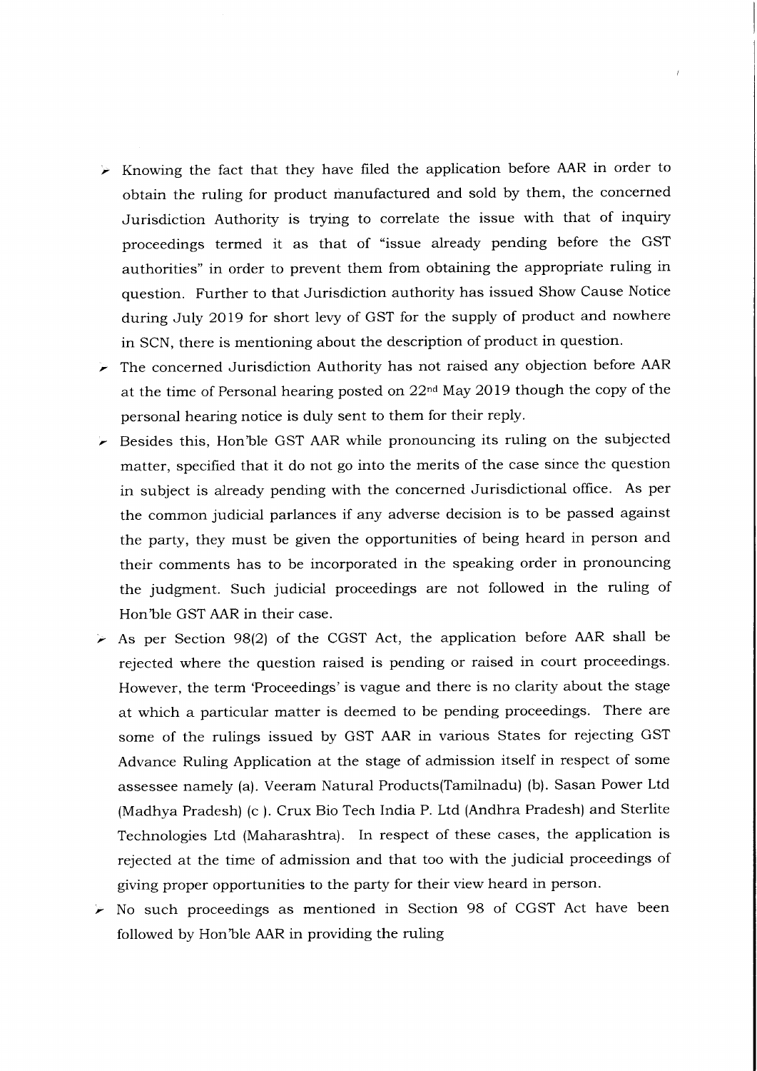- Knowing the fact that they have filed the application before AAR in order to obtain the ruling for product manufactured and sold by them, the concerned Jurisdiction Authority is trying to correlate the issue with that of inquiry proceedings termed it as that of "issue already pending before the GST authorities" in order to prevent them from obtaining the appropriate ruling in question. Further to that Jurisdiction authority has issued Show Cause Notice during July 2019 for short levy of GST for the supply of product and nowhere in SCN, there is mentioning about the description of product in question.
- The concerned Jurisdiction Authority has not raised any objection before AAR at the time of Personal hearing posted on 22nd May 2019 though the copy of the personal hearing notice is duly sent to them for their reply.
- Besides this, Hon'ble GST AAR while pronouncing its ruling on the subjected matter, specified that it do not go into the merits of the case since the question in subject is already pending with the concerned Jurisdictional office. As per the common judicial parlances if any adverse decision is to be passed against the party, they must be given the opportunities of being heard in person and their comments has to be incorporated in the speaking order in pronouncing the judgment. Such judicial proceedings are not followed in the ruling of Hon'ble GST AAR in their case.
- As per Section 98(2) of the CGST Act, the application before AAR shall be rejected where the question raised is pending or raised in court proceedings. However, the term 'Proceedings' is vague and there is no clarity about the stage at which a particular matter is deemed to be pending proceedings. There are some of the rulings issued by GST AAR in various States for rejecting GST Advance Ruling Application at the stage of admission itself in respect of some assessee namely (a). Veeram Natural Products(Tamilnadu) (b). Sasan Power Ltd (Madhya Pradesh) (c ). Crux Bio Tech India P. Ltd (Andhra Pradesh) and Sterlite Technologies Ltd (Maharashtra). In respect of these cases, the application is rejected at the time of admission and that too with the judicial proceedings of giving proper opportunities to the party for their view heard in person.
- No such proceedings as mentioned in Section 98 of CGST Act have been followed by Hon'ble AAR in providing the ruling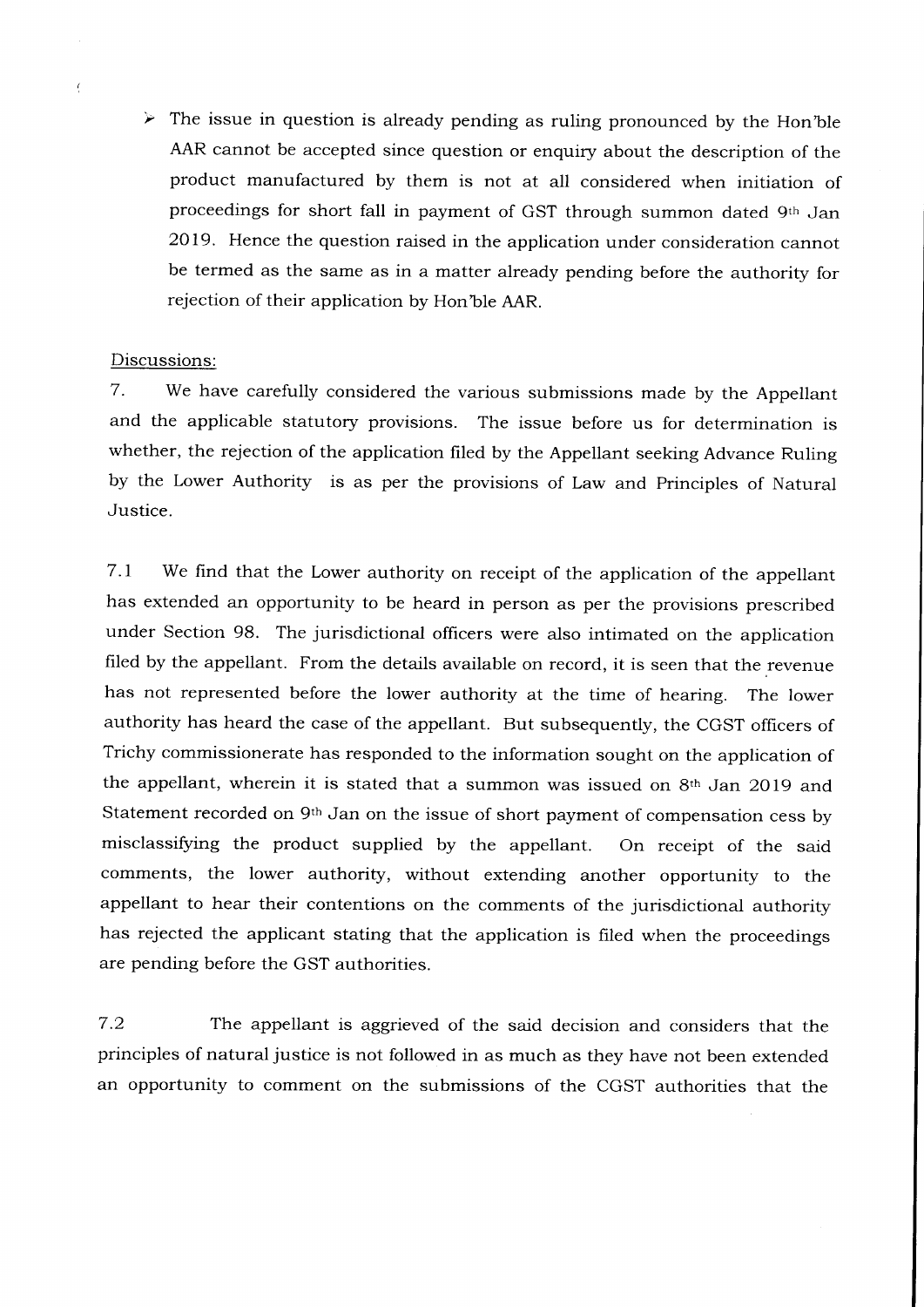➢ The issue in question is already pending as ruling pronounced by the Hon'ble AAR cannot be accepted since question or enquiry about the description of the product manufactured by them is not at all considered when initiation of proceedings for short fall in payment of GST through summon dated 9th Jan 2019. Hence the question raised in the application under consideration cannot be termed as the same as in a matter already pending before the authority for rejection of their application by Hon'ble AAR.

Discussions:

7. We have carefully considered the various submissions made by the Appellant and the applicable statutory provisions. The issue before us for determination is whether, the rejection of the application filed by the Appellant seeking Advance Ruling by the Lower Authority is as per the provisions of Law and Principles of Natural Justice.

7.1 We find that the Lower authority on receipt of the application of the appellant has extended an opportunity to be heard in person as per the provisions prescribed under Section 98. The jurisdictional officers were also intimated on the application filed by the appellant. From the details available on record, it is seen that the revenue has not represented before the lower authority at the time of hearing. The lower authority has heard the case of the appellant. But subsequently, the CGST officers of Trichy commissionerate has responded to the information sought on the application of the appellant, wherein it is stated that a summon was issued on 8th Jan 2019 and Statement recorded on 9th Jan on the issue of short payment of compensation cess by misclassifying the product supplied by the appellant. On receipt of the said comments, the lower authority, without extending another opportunity to the appellant to hear their contentions on the comments of the jurisdictional authority has rejected the applicant stating that the application is filed when the proceedings are pending before the GST authorities.

7.2 The appellant is aggrieved of the said decision and considers that the principles of natural justice is not followed in as much as they have not been extended an opportunity to comment on the submissions of the CGST authorities that the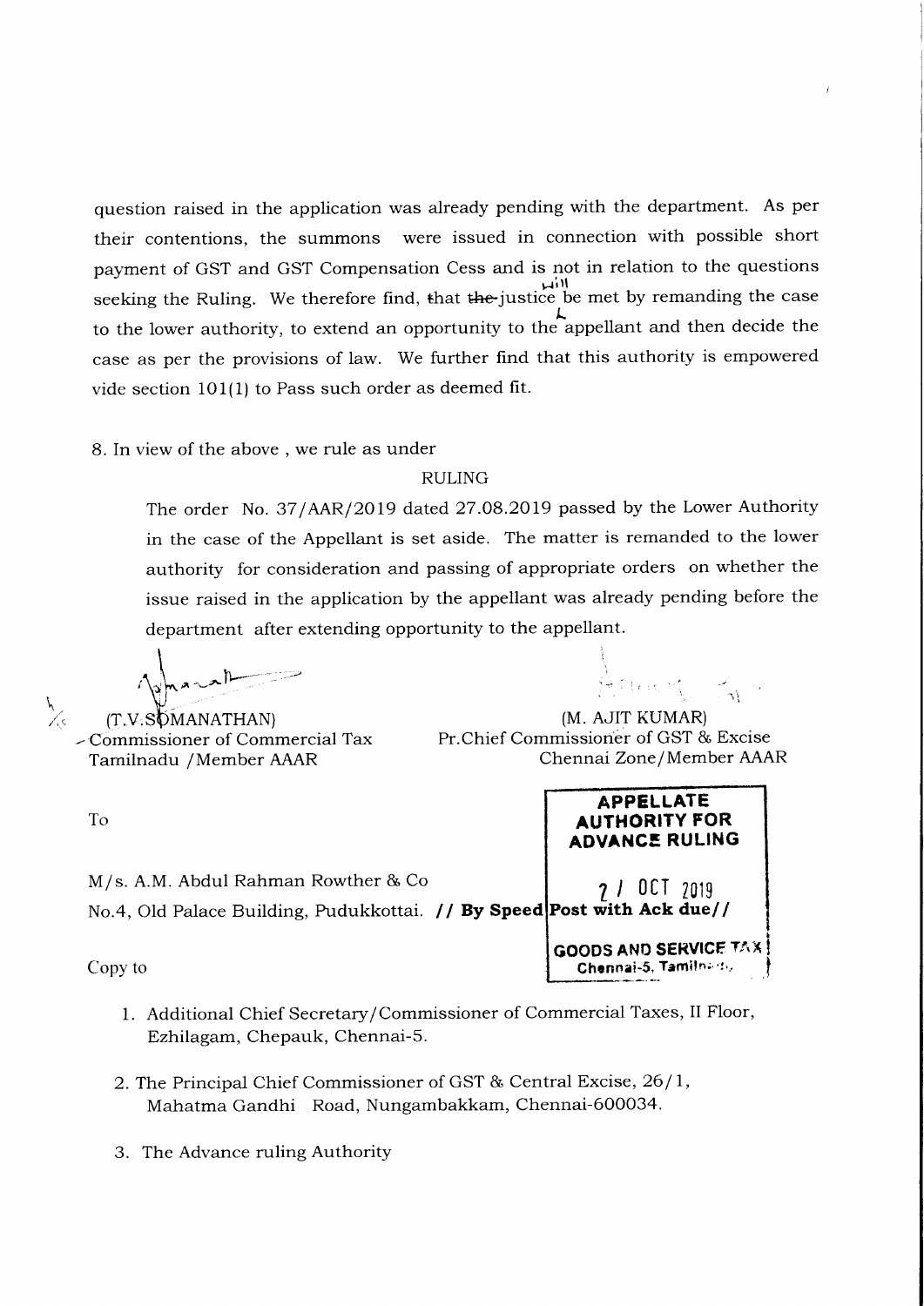question raised in the application was already pending with the department. As per their contentions, the summons were issued in connection with possible short payment of GST and GST Compensation Cess and is not in relation to the questions seeking the Ruling. We therefore find, that justice will be met by remanding the case to the lower authority, to extend an opportunity to the appellant and then decide the case as per the provisions of law. We further find that this authority is empowered vide section 101(1) to Pass such order as deemed fit.

8. In view of the above , we rule as under

RULING

The order No. 37/AAR/2019 dated 27.08.2019 passed by the Lower Authority in the case of the Appellant is set aside. The matter is remanded to the lower authority for consideration and passing of appropriate orders on whether the issue raised in the application by the appellant was already pending before the department after extending opportunity to the appellant.

(T.V.SOMANATHAN)
Commissioner of Commercial Tax
Tamilnadu /Member AAAR

(M. AJIT KUMAR)
Pr.Chief Commissioner of GST & Excise
Chennai Zone/Member AAAR

**APPELLATE AUTHORITY FOR ADVANCE RULING**
21 OCT 2019
**GOODS AND SERVICE TAX**
Chennai-5, Tamilnadu

To

M/s. A.M. Abdul Rahman Rowther & Co
No.4, Old Palace Building, Pudukkottai. **// By Speed Post with Ack due//**

Copy to

1. Additional Chief Secretary/Commissioner of Commercial Taxes, II Floor, Ezhilagam, Chepauk, Chennai-5.

2. The Principal Chief Commissioner of GST & Central Excise, 26/1, Mahatma Gandhi Road, Nungambakkam, Chennai-600034.

3. The Advance ruling Authority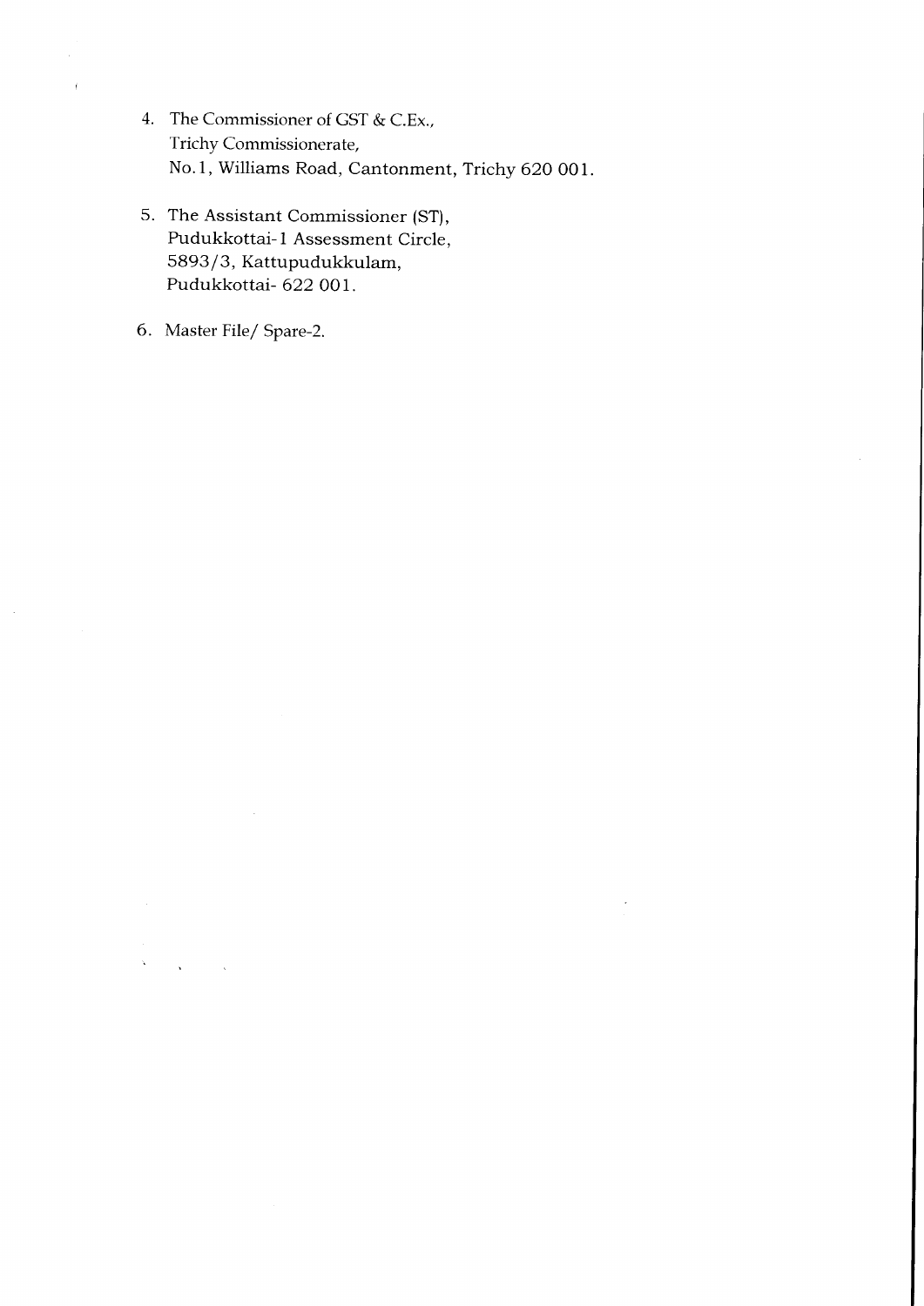4. The Commissioner of GST & C.Ex.,
   Trichy Commissionerate,
   No.1, Williams Road, Cantonment, Trichy 620 001.

5. The Assistant Commissioner (ST),
   Pudukkottai-1 Assessment Circle,
   5893/3, Kattupudukkulam,
   Pudukkottai- 622 001.

6. Master File/ Spare-2.